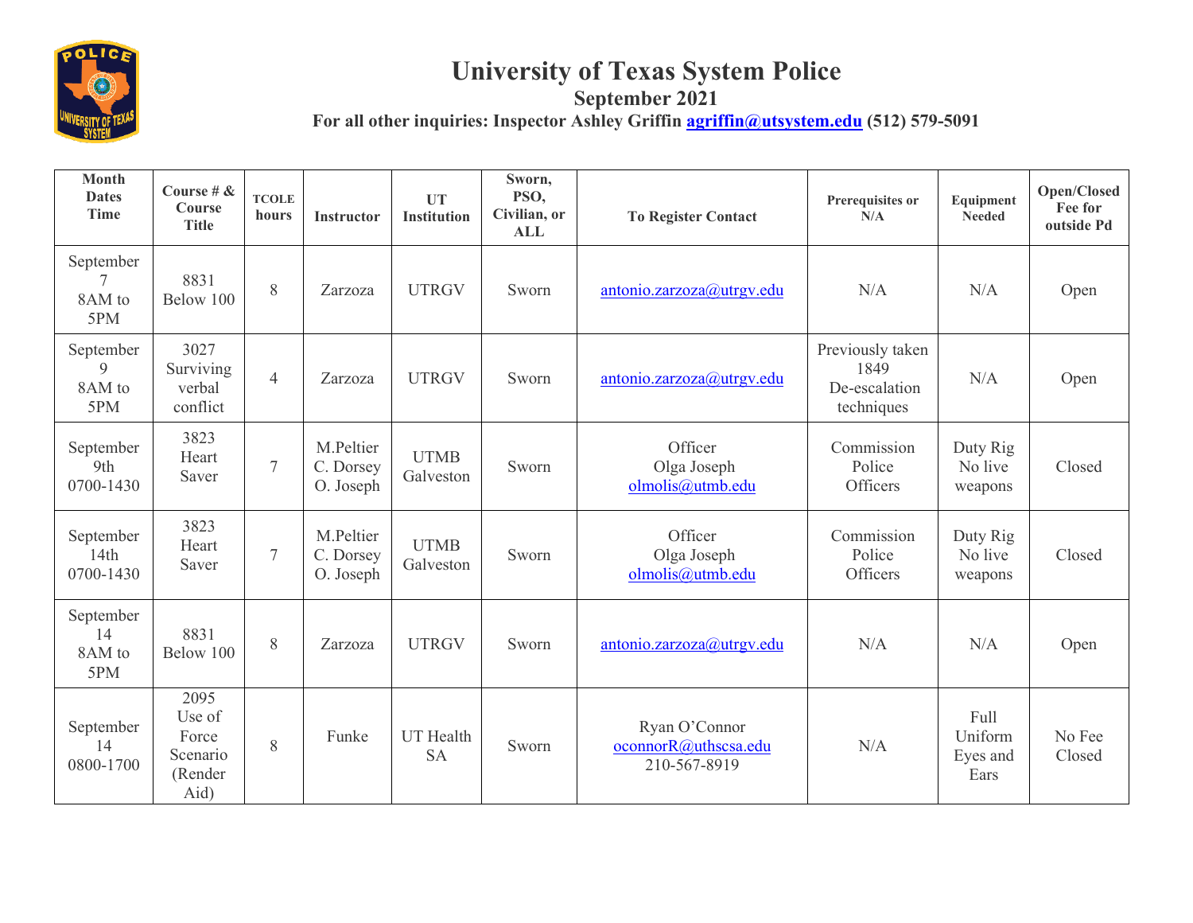# University of Texas System Police

## September 2021

**For all other inquiries: Inspector Ashley Griffin agriffin@utsystem.edu (512) 579-5091**

| Month Dates Time | Course # & Course Title | TCOLE hours | Instructor | UT Institution | Sworn, PSO, Civilian, or ALL | To Register Contact | Prerequisites or N/A | Equipment Needed | Open/Closed Fee for outside Pd |
|---|---|---|---|---|---|---|---|---|---|
| September 7 8AM to 5PM | 8831 Below 100 | 8 | Zarzoza | UTRGV | Sworn | antonio.zarzoza@utrgv.edu | N/A | N/A | Open |
| September 9 8AM to 5PM | 3027 Surviving verbal conflict | 4 | Zarzoza | UTRGV | Sworn | antonio.zarzoza@utrgv.edu | Previously taken 1849 De-escalation techniques | N/A | Open |
| September 9th 0700-1430 | 3823 Heart Saver | 7 | M.Peltier C. Dorsey O. Joseph | UTMB Galveston | Sworn | Officer Olga Joseph olmolis@utmb.edu | Commission Police Officers | Duty Rig No live weapons | Closed |
| September 14th 0700-1430 | 3823 Heart Saver | 7 | M.Peltier C. Dorsey O. Joseph | UTMB Galveston | Sworn | Officer Olga Joseph olmolis@utmb.edu | Commission Police Officers | Duty Rig No live weapons | Closed |
| September 14 8AM to 5PM | 8831 Below 100 | 8 | Zarzoza | UTRGV | Sworn | antonio.zarzoza@utrgv.edu | N/A | N/A | Open |
| September 14 0800-1700 | 2095 Use of Force Scenario (Render Aid) | 8 | Funke | UT Health SA | Sworn | Ryan O'Connor oconnorR@uthscsa.edu 210-567-8919 | N/A | Full Uniform Eyes and Ears | No Fee Closed |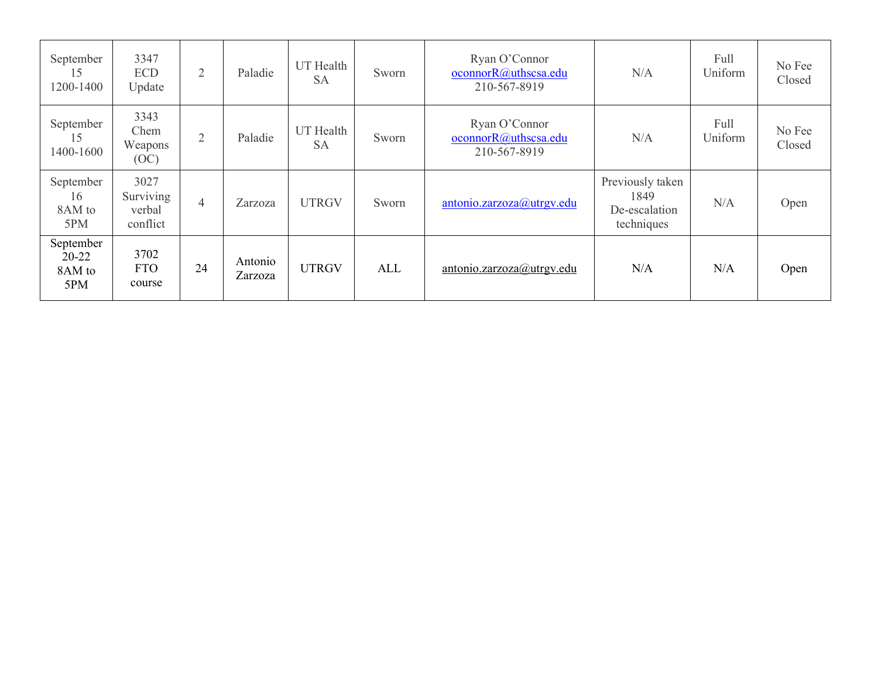| | | | | | | | | | |
|---|---|---|---|---|---|---|---|---|---|
| September 15 1200-1400 | 3347 ECD Update | 2 | Paladie | UT Health SA | Sworn | Ryan O'Connor oconnorR@uthscsa.edu 210-567-8919 | N/A | Full Uniform | No Fee Closed |
| September 15 1400-1600 | 3343 Chem Weapons (OC) | 2 | Paladie | UT Health SA | Sworn | Ryan O'Connor oconnorR@uthscsa.edu 210-567-8919 | N/A | Full Uniform | No Fee Closed |
| September 16 8AM to 5PM | 3027 Surviving verbal conflict | 4 | Zarzoza | UTRGV | Sworn | antonio.zarzoza@utrgv.edu | Previously taken 1849 De-escalation techniques | N/A | Open |
| September 20-22 8AM to 5PM | 3702 FTO course | 24 | Antonio Zarzoza | UTRGV | ALL | antonio.zarzoza@utrgv.edu | N/A | N/A | Open |